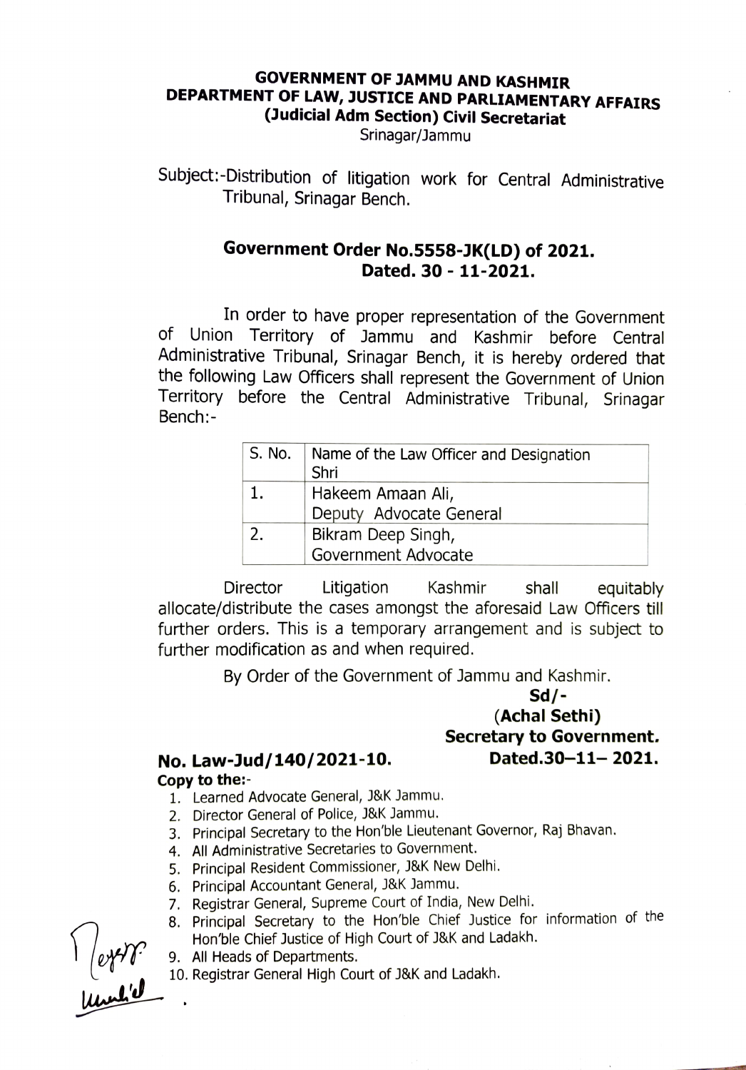# GOVERNMENT OF JAMMU AND KASHMIR
## DEPARTMENT OF LAW, JUSTICE AND PARLIAMENTARY AFFAIRS
### (Judicial Adm Section) Civil Secretariat

Srinagar/Jammu

Subject:-Distribution of litigation work for Central Administrative Tribunal, Srinagar Bench.

**Government Order No.5558-JK(LD) of 2021.**
**Dated. 30 - 11-2021.**

In order to have proper representation of the Government of Union Territory of Jammu and Kashmir before Central Administrative Tribunal, Srinagar Bench, it is hereby ordered that the following Law Officers shall represent the Government of Union Territory before the Central Administrative Tribunal, Srinagar Bench:-

| S. No. | Name of the Law Officer and Designation Shri |
|---|---|
| 1. | Hakeem Amaan Ali, Deputy Advocate General |
| 2. | Bikram Deep Singh, Government Advocate |

Director Litigation Kashmir shall equitably allocate/distribute the cases amongst the aforesaid Law Officers till further orders. This is a temporary arrangement and is subject to further modification as and when required.

By Order of the Government of Jammu and Kashmir.

**Sd/-**
**(Achal Sethi)**
**Secretary to Government.**

**No. Law-Jud/140/2021-10.** **Dated.30–11– 2021.**

**Copy to the:-**

1. Learned Advocate General, J&K Jammu.
2. Director General of Police, J&K Jammu.
3. Principal Secretary to the Hon'ble Lieutenant Governor, Raj Bhavan.
4. All Administrative Secretaries to Government.
5. Principal Resident Commissioner, J&K New Delhi.
6. Principal Accountant General, J&K Jammu.
7. Registrar General, Supreme Court of India, New Delhi.
8. Principal Secretary to the Hon'ble Chief Justice for information of the Hon'ble Chief Justice of High Court of J&K and Ladakh.
9. All Heads of Departments.
10. Registrar General High Court of J&K and Ladakh.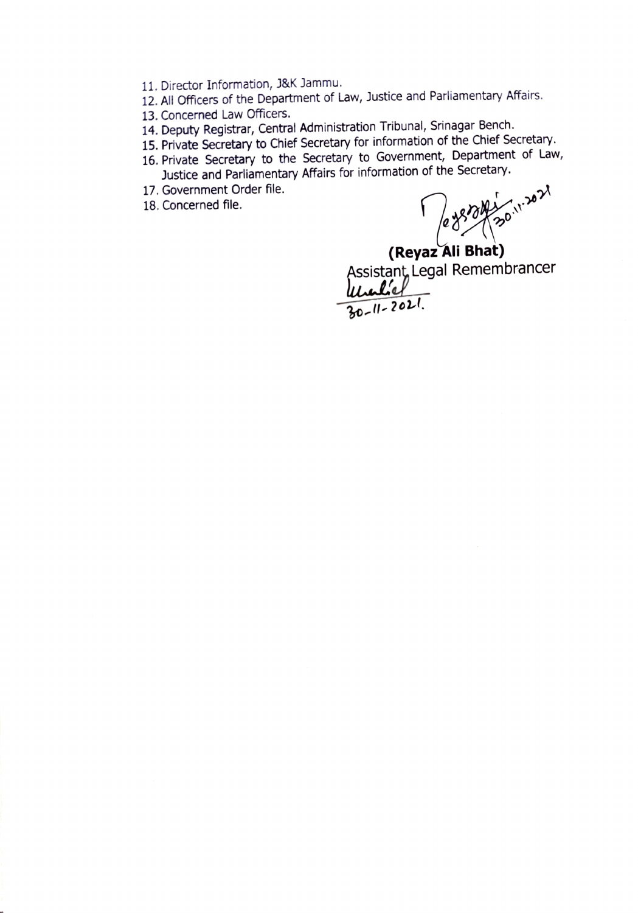11. Director Information, J&K Jammu.
12. All Officers of the Department of Law, Justice and Parliamentary Affairs.
13. Concerned Law Officers.
14. Deputy Registrar, Central Administration Tribunal, Srinagar Bench.
15. Private Secretary to Chief Secretary for information of the Chief Secretary.
16. Private Secretary to the Secretary to Government, Department of Law, Justice and Parliamentary Affairs for information of the Secretary.
17. Government Order file.
18. Concerned file.

30.11.2021

**(Reyaz Ali Bhat)**
Assistant Legal Remembrancer

30-11-2021.